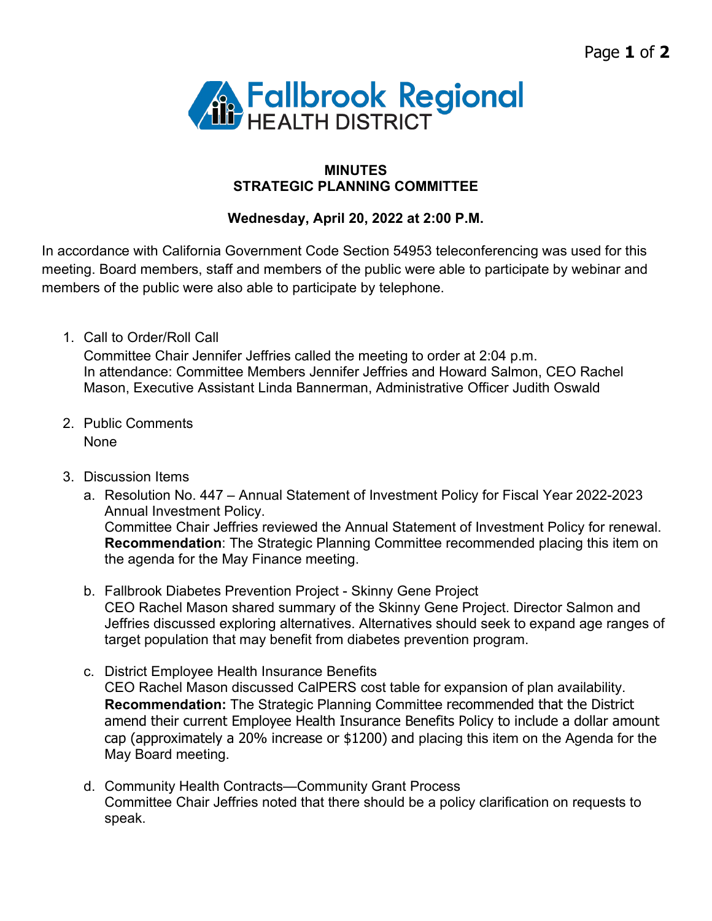Fallbrook Regional HEALTH DISTRICT

**MINUTES**
**STRATEGIC PLANNING COMMITTEE**

**Wednesday, April 20, 2022 at 2:00 P.M.**

In accordance with California Government Code Section 54953 teleconferencing was used for this meeting. Board members, staff and members of the public were able to participate by webinar and members of the public were also able to participate by telephone.

1. Call to Order/Roll Call
   Committee Chair Jennifer Jeffries called the meeting to order at 2:04 p.m.
   In attendance: Committee Members Jennifer Jeffries and Howard Salmon, CEO Rachel Mason, Executive Assistant Linda Bannerman, Administrative Officer Judith Oswald

2. Public Comments
   None

3. Discussion Items
   a. Resolution No. 447 – Annual Statement of Investment Policy for Fiscal Year 2022-2023 Annual Investment Policy.
      Committee Chair Jeffries reviewed the Annual Statement of Investment Policy for renewal.
      **Recommendation**: The Strategic Planning Committee recommended placing this item on the agenda for the May Finance meeting.

   b. Fallbrook Diabetes Prevention Project - Skinny Gene Project
      CEO Rachel Mason shared summary of the Skinny Gene Project. Director Salmon and Jeffries discussed exploring alternatives. Alternatives should seek to expand age ranges of target population that may benefit from diabetes prevention program.

   c. District Employee Health Insurance Benefits
      CEO Rachel Mason discussed CalPERS cost table for expansion of plan availability.
      **Recommendation:** The Strategic Planning Committee recommended that the District amend their current Employee Health Insurance Benefits Policy to include a dollar amount cap (approximately a 20% increase or $1200) and placing this item on the Agenda for the May Board meeting.

   d. Community Health Contracts—Community Grant Process
      Committee Chair Jeffries noted that there should be a policy clarification on requests to speak.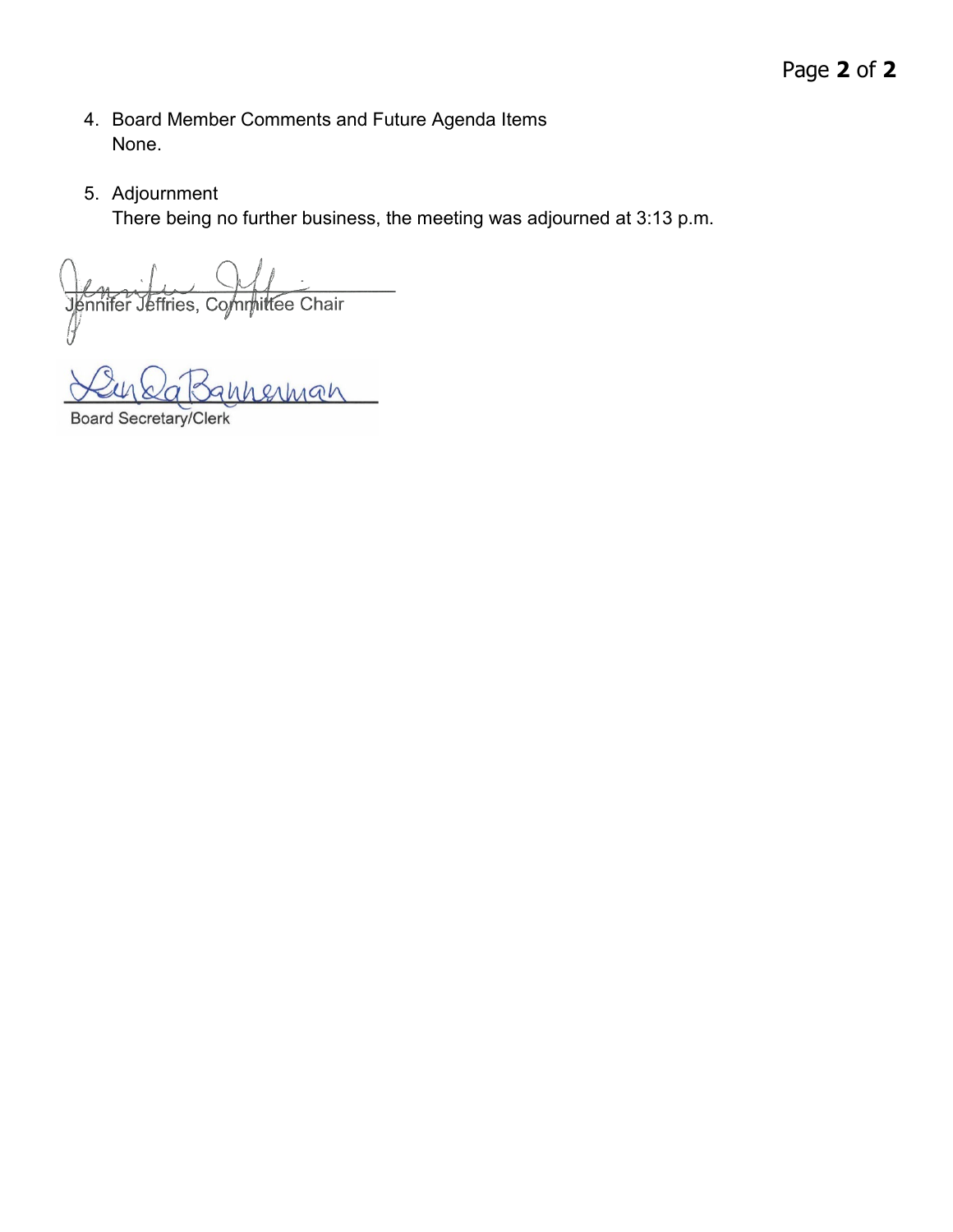4. Board Member Comments and Future Agenda Items
   None.

5. Adjournment
   There being no further business, the meeting was adjourned at 3:13 p.m.

Jennifer Jeffries, Committee Chair

Board Secretary/Clerk